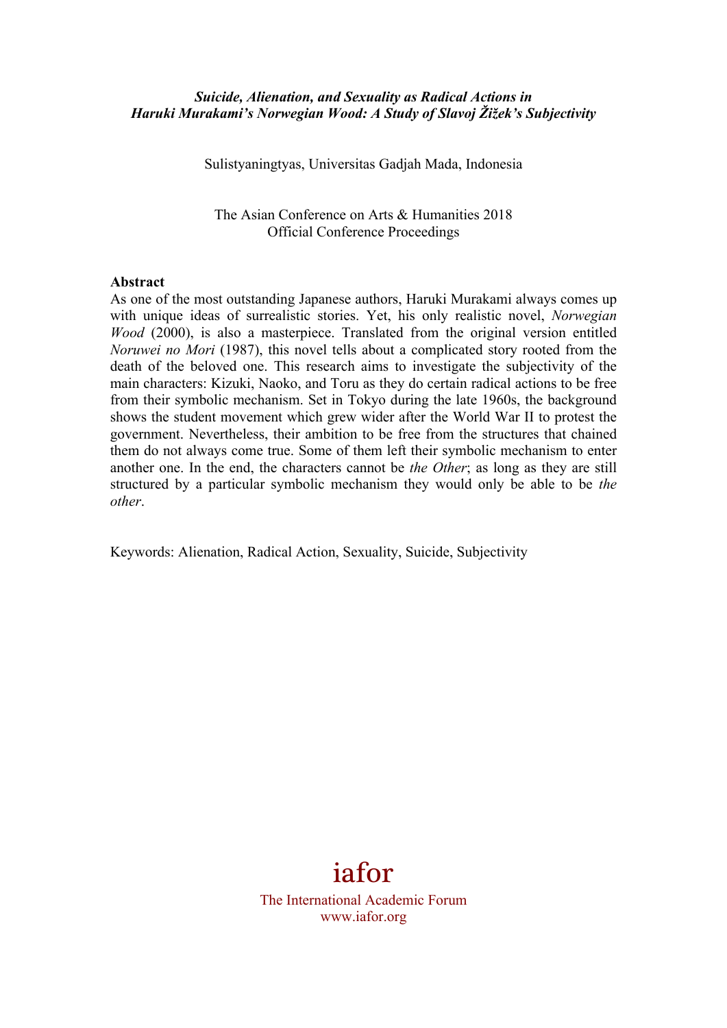***Suicide, Alienation, and Sexuality as Radical Actions in Haruki Murakami's Norwegian Wood: A Study of Slavoj Žižek's Subjectivity***

Sulistyaningtyas, Universitas Gadjah Mada, Indonesia

The Asian Conference on Arts & Humanities 2018
Official Conference Proceedings

**Abstract**

As one of the most outstanding Japanese authors, Haruki Murakami always comes up with unique ideas of surrealistic stories. Yet, his only realistic novel, *Norwegian Wood* (2000), is also a masterpiece. Translated from the original version entitled *Noruwei no Mori* (1987), this novel tells about a complicated story rooted from the death of the beloved one. This research aims to investigate the subjectivity of the main characters: Kizuki, Naoko, and Toru as they do certain radical actions to be free from their symbolic mechanism. Set in Tokyo during the late 1960s, the background shows the student movement which grew wider after the World War II to protest the government. Nevertheless, their ambition to be free from the structures that chained them do not always come true. Some of them left their symbolic mechanism to enter another one. In the end, the characters cannot be *the Other*; as long as they are still structured by a particular symbolic mechanism they would only be able to be *the other*.

Keywords: Alienation, Radical Action, Sexuality, Suicide, Subjectivity

iafor
The International Academic Forum
www.iafor.org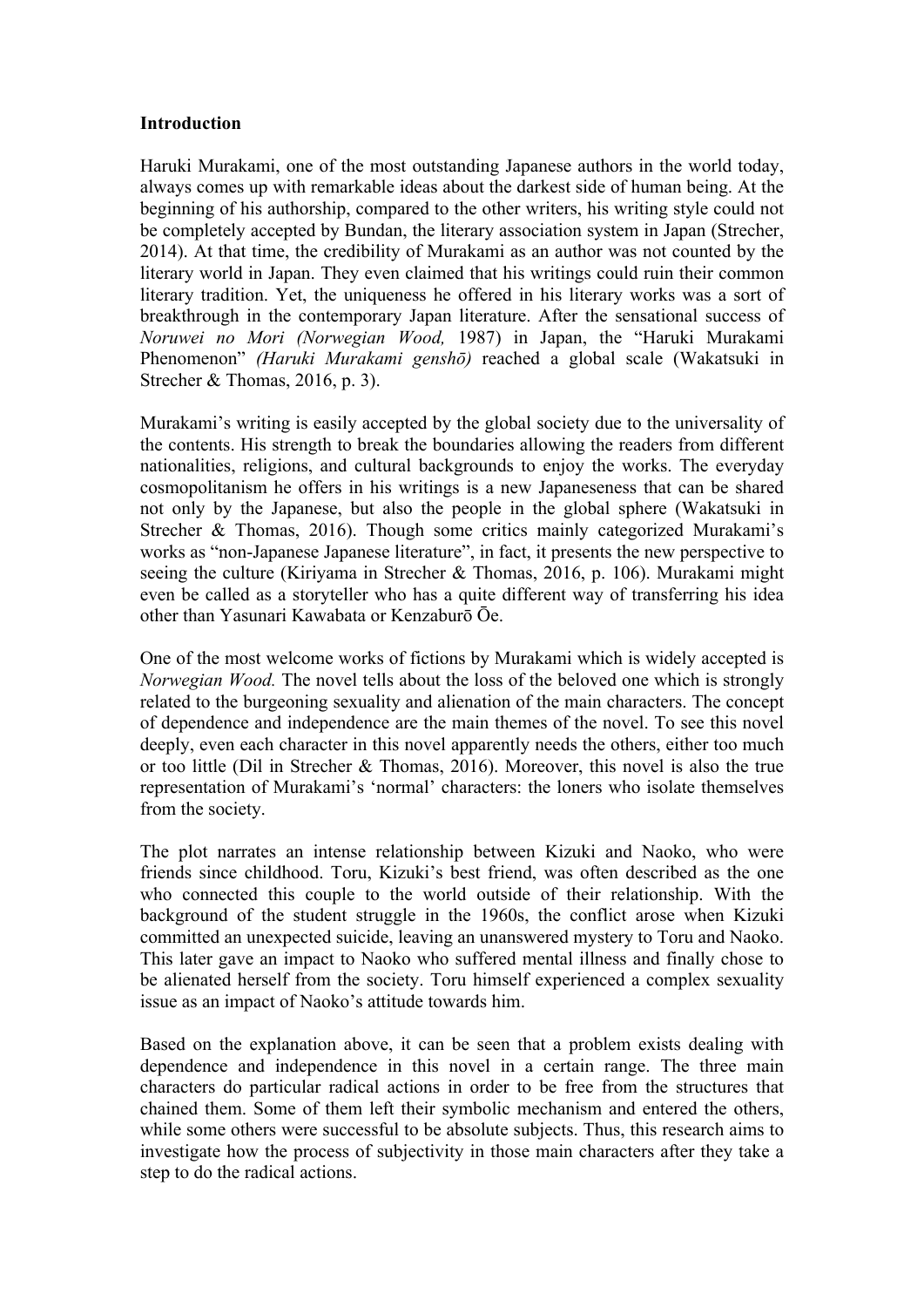**Introduction**

Haruki Murakami, one of the most outstanding Japanese authors in the world today, always comes up with remarkable ideas about the darkest side of human being. At the beginning of his authorship, compared to the other writers, his writing style could not be completely accepted by Bundan, the literary association system in Japan (Strecher, 2014). At that time, the credibility of Murakami as an author was not counted by the literary world in Japan. They even claimed that his writings could ruin their common literary tradition. Yet, the uniqueness he offered in his literary works was a sort of breakthrough in the contemporary Japan literature. After the sensational success of *Noruwei no Mori (Norwegian Wood,* 1987) in Japan, the "Haruki Murakami Phenomenon" *(Haruki Murakami genshō)* reached a global scale (Wakatsuki in Strecher & Thomas, 2016, p. 3).

Murakami's writing is easily accepted by the global society due to the universality of the contents. His strength to break the boundaries allowing the readers from different nationalities, religions, and cultural backgrounds to enjoy the works. The everyday cosmopolitanism he offers in his writings is a new Japaneseness that can be shared not only by the Japanese, but also the people in the global sphere (Wakatsuki in Strecher & Thomas, 2016). Though some critics mainly categorized Murakami's works as "non-Japanese Japanese literature", in fact, it presents the new perspective to seeing the culture (Kiriyama in Strecher & Thomas, 2016, p. 106). Murakami might even be called as a storyteller who has a quite different way of transferring his idea other than Yasunari Kawabata or Kenzaburō Ōe.

One of the most welcome works of fictions by Murakami which is widely accepted is *Norwegian Wood.* The novel tells about the loss of the beloved one which is strongly related to the burgeoning sexuality and alienation of the main characters. The concept of dependence and independence are the main themes of the novel. To see this novel deeply, even each character in this novel apparently needs the others, either too much or too little (Dil in Strecher & Thomas, 2016). Moreover, this novel is also the true representation of Murakami's 'normal' characters: the loners who isolate themselves from the society.

The plot narrates an intense relationship between Kizuki and Naoko, who were friends since childhood. Toru, Kizuki's best friend, was often described as the one who connected this couple to the world outside of their relationship. With the background of the student struggle in the 1960s, the conflict arose when Kizuki committed an unexpected suicide, leaving an unanswered mystery to Toru and Naoko. This later gave an impact to Naoko who suffered mental illness and finally chose to be alienated herself from the society. Toru himself experienced a complex sexuality issue as an impact of Naoko's attitude towards him.

Based on the explanation above, it can be seen that a problem exists dealing with dependence and independence in this novel in a certain range. The three main characters do particular radical actions in order to be free from the structures that chained them. Some of them left their symbolic mechanism and entered the others, while some others were successful to be absolute subjects. Thus, this research aims to investigate how the process of subjectivity in those main characters after they take a step to do the radical actions.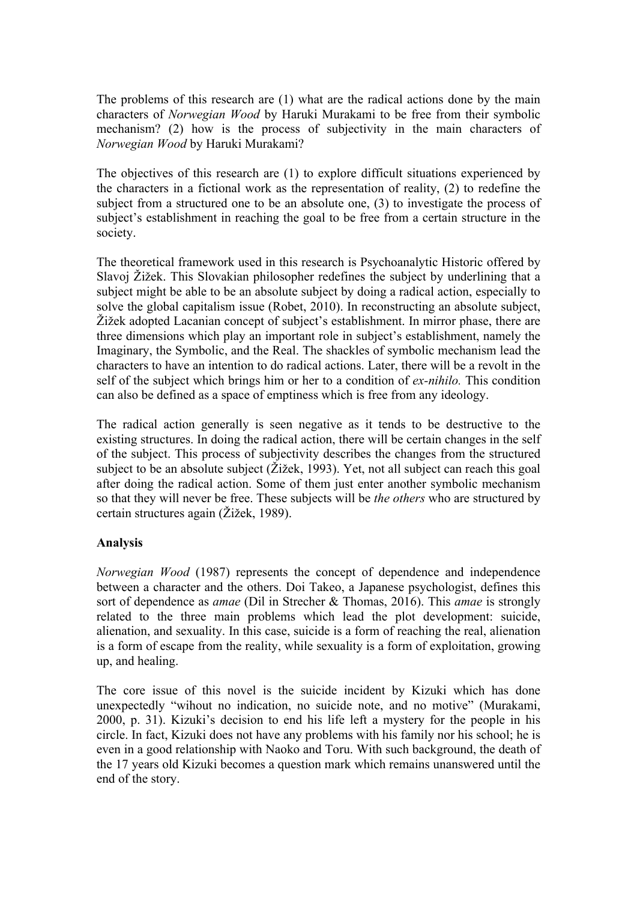The problems of this research are (1) what are the radical actions done by the main characters of *Norwegian Wood* by Haruki Murakami to be free from their symbolic mechanism? (2) how is the process of subjectivity in the main characters of *Norwegian Wood* by Haruki Murakami?

The objectives of this research are (1) to explore difficult situations experienced by the characters in a fictional work as the representation of reality, (2) to redefine the subject from a structured one to be an absolute one, (3) to investigate the process of subject's establishment in reaching the goal to be free from a certain structure in the society.

The theoretical framework used in this research is Psychoanalytic Historic offered by Slavoj Žižek. This Slovakian philosopher redefines the subject by underlining that a subject might be able to be an absolute subject by doing a radical action, especially to solve the global capitalism issue (Robet, 2010). In reconstructing an absolute subject, Žižek adopted Lacanian concept of subject's establishment. In mirror phase, there are three dimensions which play an important role in subject's establishment, namely the Imaginary, the Symbolic, and the Real. The shackles of symbolic mechanism lead the characters to have an intention to do radical actions. Later, there will be a revolt in the self of the subject which brings him or her to a condition of *ex-nihilo.* This condition can also be defined as a space of emptiness which is free from any ideology.

The radical action generally is seen negative as it tends to be destructive to the existing structures. In doing the radical action, there will be certain changes in the self of the subject. This process of subjectivity describes the changes from the structured subject to be an absolute subject (Žižek, 1993). Yet, not all subject can reach this goal after doing the radical action. Some of them just enter another symbolic mechanism so that they will never be free. These subjects will be *the others* who are structured by certain structures again (Žižek, 1989).

**Analysis**

*Norwegian Wood* (1987) represents the concept of dependence and independence between a character and the others. Doi Takeo, a Japanese psychologist, defines this sort of dependence as *amae* (Dil in Strecher & Thomas, 2016). This *amae* is strongly related to the three main problems which lead the plot development: suicide, alienation, and sexuality. In this case, suicide is a form of reaching the real, alienation is a form of escape from the reality, while sexuality is a form of exploitation, growing up, and healing.

The core issue of this novel is the suicide incident by Kizuki which has done unexpectedly "wihout no indication, no suicide note, and no motive" (Murakami, 2000, p. 31). Kizuki's decision to end his life left a mystery for the people in his circle. In fact, Kizuki does not have any problems with his family nor his school; he is even in a good relationship with Naoko and Toru. With such background, the death of the 17 years old Kizuki becomes a question mark which remains unanswered until the end of the story.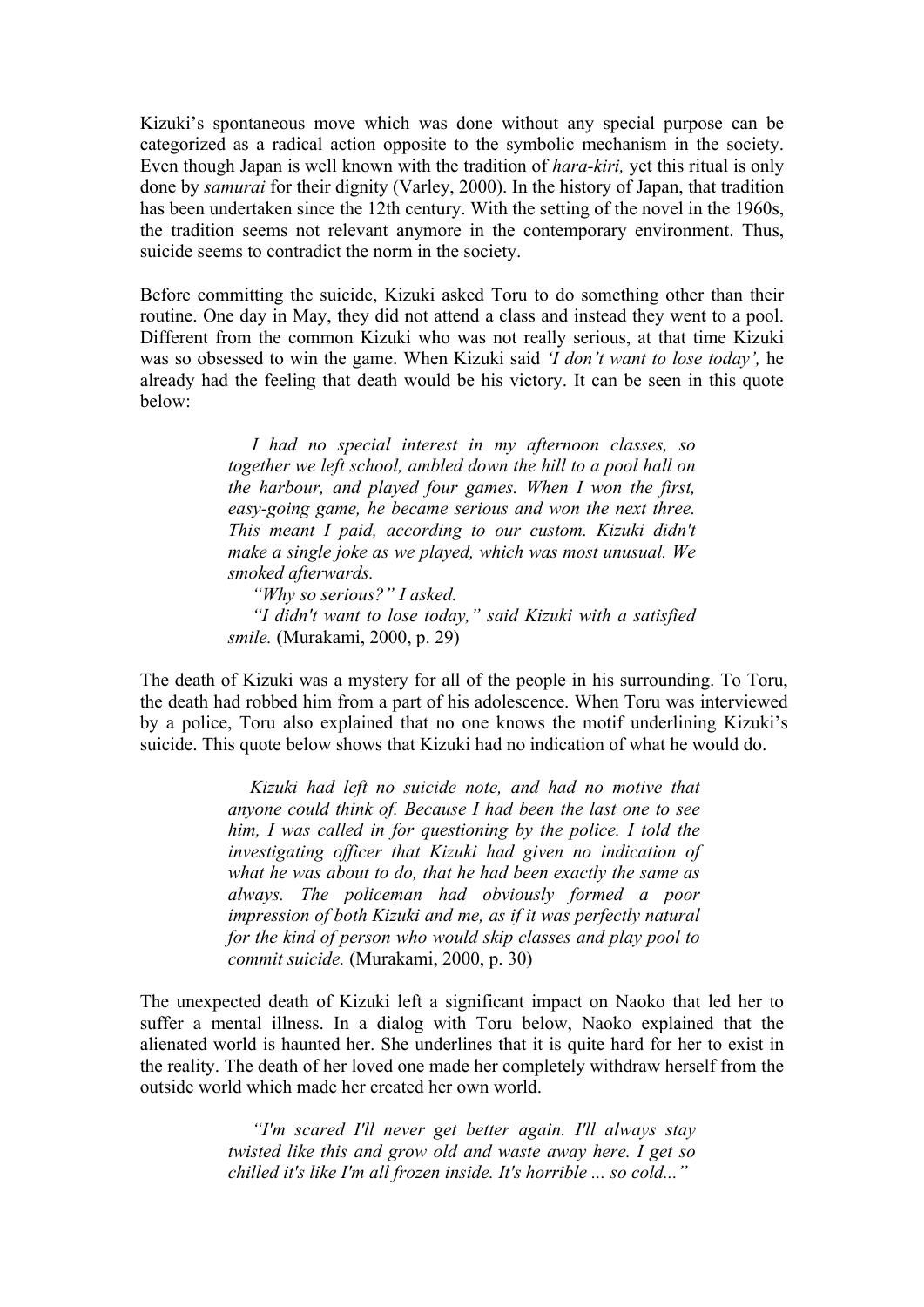Kizuki's spontaneous move which was done without any special purpose can be categorized as a radical action opposite to the symbolic mechanism in the society. Even though Japan is well known with the tradition of *hara-kiri,* yet this ritual is only done by *samurai* for their dignity (Varley, 2000). In the history of Japan, that tradition has been undertaken since the 12th century. With the setting of the novel in the 1960s, the tradition seems not relevant anymore in the contemporary environment. Thus, suicide seems to contradict the norm in the society.

Before committing the suicide, Kizuki asked Toru to do something other than their routine. One day in May, they did not attend a class and instead they went to a pool. Different from the common Kizuki who was not really serious, at that time Kizuki was so obsessed to win the game. When Kizuki said *'I don't want to lose today',* he already had the feeling that death would be his victory. It can be seen in this quote below:

> *I had no special interest in my afternoon classes, so together we left school, ambled down the hill to a pool hall on the harbour, and played four games. When I won the first, easy-going game, he became serious and won the next three. This meant I paid, according to our custom. Kizuki didn't make a single joke as we played, which was most unusual. We smoked afterwards.*
>
> *"Why so serious?" I asked.*
>
> *"I didn't want to lose today," said Kizuki with a satisfied smile.* (Murakami, 2000, p. 29)

The death of Kizuki was a mystery for all of the people in his surrounding. To Toru, the death had robbed him from a part of his adolescence. When Toru was interviewed by a police, Toru also explained that no one knows the motif underlining Kizuki's suicide. This quote below shows that Kizuki had no indication of what he would do.

> *Kizuki had left no suicide note, and had no motive that anyone could think of. Because I had been the last one to see him, I was called in for questioning by the police. I told the investigating officer that Kizuki had given no indication of what he was about to do, that he had been exactly the same as always. The policeman had obviously formed a poor impression of both Kizuki and me, as if it was perfectly natural for the kind of person who would skip classes and play pool to commit suicide.* (Murakami, 2000, p. 30)

The unexpected death of Kizuki left a significant impact on Naoko that led her to suffer a mental illness. In a dialog with Toru below, Naoko explained that the alienated world is haunted her. She underlines that it is quite hard for her to exist in the reality. The death of her loved one made her completely withdraw herself from the outside world which made her created her own world.

> *"I'm scared I'll never get better again. I'll always stay twisted like this and grow old and waste away here. I get so chilled it's like I'm all frozen inside. It's horrible ... so cold..."*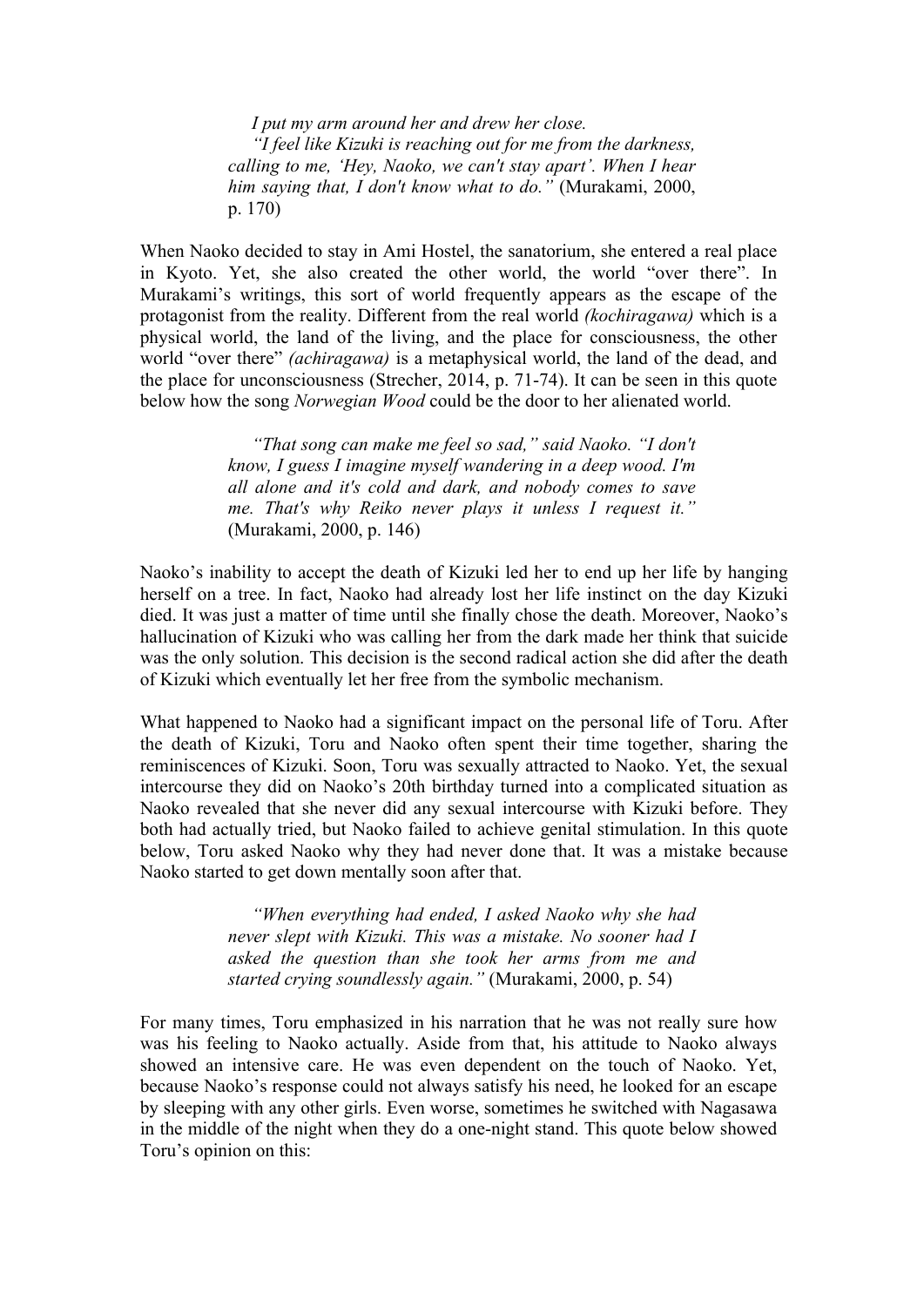> *I put my arm around her and drew her close.*
>
> *"I feel like Kizuki is reaching out for me from the darkness, calling to me, 'Hey, Naoko, we can't stay apart'. When I hear him saying that, I don't know what to do."* (Murakami, 2000, p. 170)

When Naoko decided to stay in Ami Hostel, the sanatorium, she entered a real place in Kyoto. Yet, she also created the other world, the world "over there". In Murakami's writings, this sort of world frequently appears as the escape of the protagonist from the reality. Different from the real world *(kochiragawa)* which is a physical world, the land of the living, and the place for consciousness, the other world "over there" *(achiragawa)* is a metaphysical world, the land of the dead, and the place for unconsciousness (Strecher, 2014, p. 71-74). It can be seen in this quote below how the song *Norwegian Wood* could be the door to her alienated world.

> *"That song can make me feel so sad," said Naoko. "I don't know, I guess I imagine myself wandering in a deep wood. I'm all alone and it's cold and dark, and nobody comes to save me. That's why Reiko never plays it unless I request it."* (Murakami, 2000, p. 146)

Naoko's inability to accept the death of Kizuki led her to end up her life by hanging herself on a tree. In fact, Naoko had already lost her life instinct on the day Kizuki died. It was just a matter of time until she finally chose the death. Moreover, Naoko's hallucination of Kizuki who was calling her from the dark made her think that suicide was the only solution. This decision is the second radical action she did after the death of Kizuki which eventually let her free from the symbolic mechanism.

What happened to Naoko had a significant impact on the personal life of Toru. After the death of Kizuki, Toru and Naoko often spent their time together, sharing the reminiscences of Kizuki. Soon, Toru was sexually attracted to Naoko. Yet, the sexual intercourse they did on Naoko's 20th birthday turned into a complicated situation as Naoko revealed that she never did any sexual intercourse with Kizuki before. They both had actually tried, but Naoko failed to achieve genital stimulation. In this quote below, Toru asked Naoko why they had never done that. It was a mistake because Naoko started to get down mentally soon after that.

> *"When everything had ended, I asked Naoko why she had never slept with Kizuki. This was a mistake. No sooner had I asked the question than she took her arms from me and started crying soundlessly again."* (Murakami, 2000, p. 54)

For many times, Toru emphasized in his narration that he was not really sure how was his feeling to Naoko actually. Aside from that, his attitude to Naoko always showed an intensive care. He was even dependent on the touch of Naoko. Yet, because Naoko's response could not always satisfy his need, he looked for an escape by sleeping with any other girls. Even worse, sometimes he switched with Nagasawa in the middle of the night when they do a one-night stand. This quote below showed Toru's opinion on this: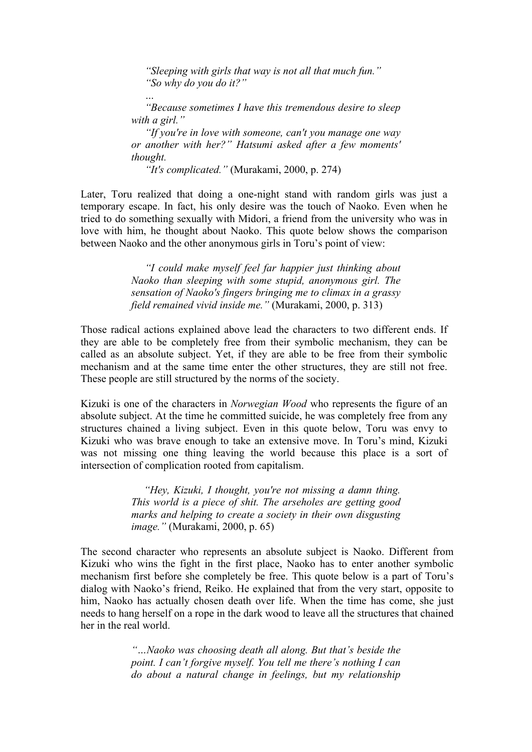> *"Sleeping with girls that way is not all that much fun."*
> *"So why do you do it?"*
> *...*
> *"Because sometimes I have this tremendous desire to sleep with a girl."*
> *"If you're in love with someone, can't you manage one way or another with her?" Hatsumi asked after a few moments' thought.*
> *"It's complicated."* (Murakami, 2000, p. 274)

Later, Toru realized that doing a one-night stand with random girls was just a temporary escape. In fact, his only desire was the touch of Naoko. Even when he tried to do something sexually with Midori, a friend from the university who was in love with him, he thought about Naoko. This quote below shows the comparison between Naoko and the other anonymous girls in Toru's point of view:

> *"I could make myself feel far happier just thinking about Naoko than sleeping with some stupid, anonymous girl. The sensation of Naoko's fingers bringing me to climax in a grassy field remained vivid inside me."* (Murakami, 2000, p. 313)

Those radical actions explained above lead the characters to two different ends. If they are able to be completely free from their symbolic mechanism, they can be called as an absolute subject. Yet, if they are able to be free from their symbolic mechanism and at the same time enter the other structures, they are still not free. These people are still structured by the norms of the society.

Kizuki is one of the characters in *Norwegian Wood* who represents the figure of an absolute subject. At the time he committed suicide, he was completely free from any structures chained a living subject. Even in this quote below, Toru was envy to Kizuki who was brave enough to take an extensive move. In Toru's mind, Kizuki was not missing one thing leaving the world because this place is a sort of intersection of complication rooted from capitalism.

> *"Hey, Kizuki, I thought, you're not missing a damn thing. This world is a piece of shit. The arseholes are getting good marks and helping to create a society in their own disgusting image."* (Murakami, 2000, p. 65)

The second character who represents an absolute subject is Naoko. Different from Kizuki who wins the fight in the first place, Naoko has to enter another symbolic mechanism first before she completely be free. This quote below is a part of Toru's dialog with Naoko's friend, Reiko. He explained that from the very start, opposite to him, Naoko has actually chosen death over life. When the time has come, she just needs to hang herself on a rope in the dark wood to leave all the structures that chained her in the real world.

> *"...Naoko was choosing death all along. But that's beside the point. I can't forgive myself. You tell me there's nothing I can do about a natural change in feelings, but my relationship*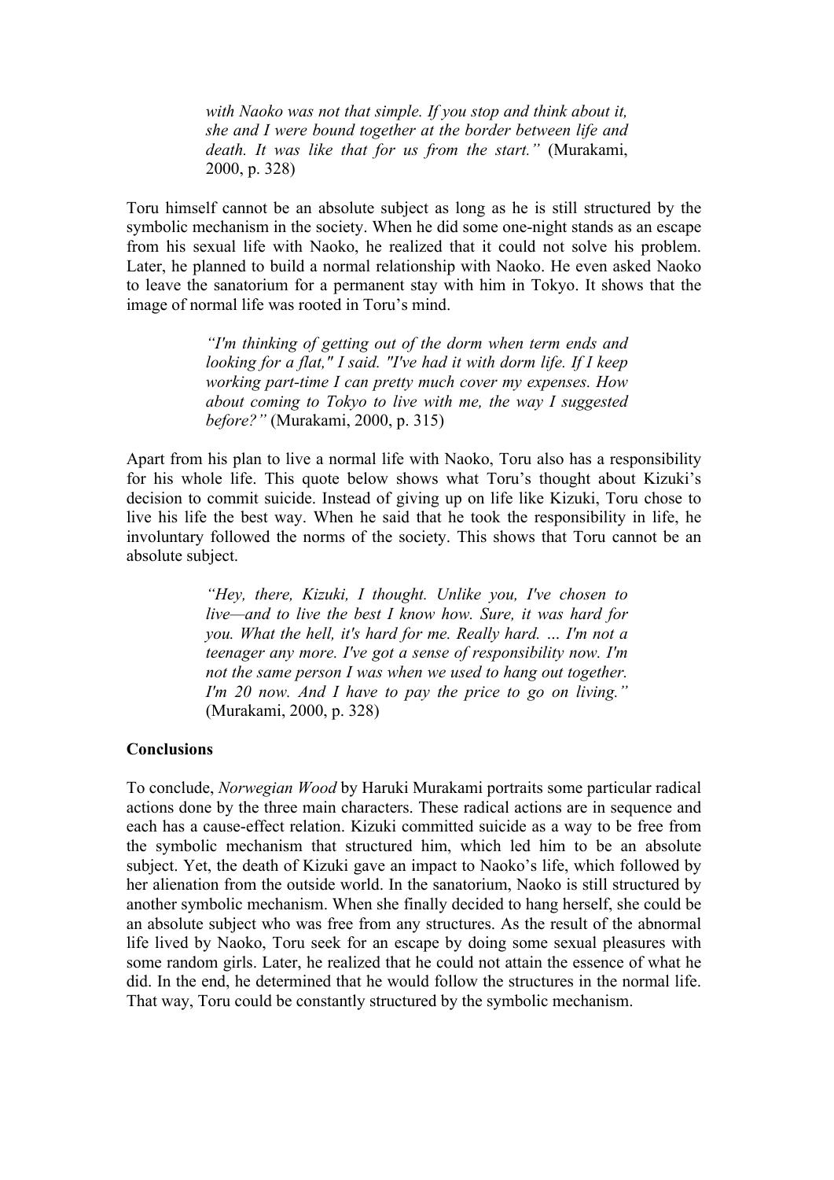*with Naoko was not that simple. If you stop and think about it, she and I were bound together at the border between life and death. It was like that for us from the start."* (Murakami, 2000, p. 328)

Toru himself cannot be an absolute subject as long as he is still structured by the symbolic mechanism in the society. When he did some one-night stands as an escape from his sexual life with Naoko, he realized that it could not solve his problem. Later, he planned to build a normal relationship with Naoko. He even asked Naoko to leave the sanatorium for a permanent stay with him in Tokyo. It shows that the image of normal life was rooted in Toru's mind.

> *"I'm thinking of getting out of the dorm when term ends and looking for a flat," I said. "I've had it with dorm life. If I keep working part-time I can pretty much cover my expenses. How about coming to Tokyo to live with me, the way I suggested before?"* (Murakami, 2000, p. 315)

Apart from his plan to live a normal life with Naoko, Toru also has a responsibility for his whole life. This quote below shows what Toru's thought about Kizuki's decision to commit suicide. Instead of giving up on life like Kizuki, Toru chose to live his life the best way. When he said that he took the responsibility in life, he involuntary followed the norms of the society. This shows that Toru cannot be an absolute subject.

> *"Hey, there, Kizuki, I thought. Unlike you, I've chosen to live—and to live the best I know how. Sure, it was hard for you. What the hell, it's hard for me. Really hard. … I'm not a teenager any more. I've got a sense of responsibility now. I'm not the same person I was when we used to hang out together. I'm 20 now. And I have to pay the price to go on living."* (Murakami, 2000, p. 328)

**Conclusions**

To conclude, *Norwegian Wood* by Haruki Murakami portraits some particular radical actions done by the three main characters. These radical actions are in sequence and each has a cause-effect relation. Kizuki committed suicide as a way to be free from the symbolic mechanism that structured him, which led him to be an absolute subject. Yet, the death of Kizuki gave an impact to Naoko's life, which followed by her alienation from the outside world. In the sanatorium, Naoko is still structured by another symbolic mechanism. When she finally decided to hang herself, she could be an absolute subject who was free from any structures. As the result of the abnormal life lived by Naoko, Toru seek for an escape by doing some sexual pleasures with some random girls. Later, he realized that he could not attain the essence of what he did. In the end, he determined that he would follow the structures in the normal life. That way, Toru could be constantly structured by the symbolic mechanism.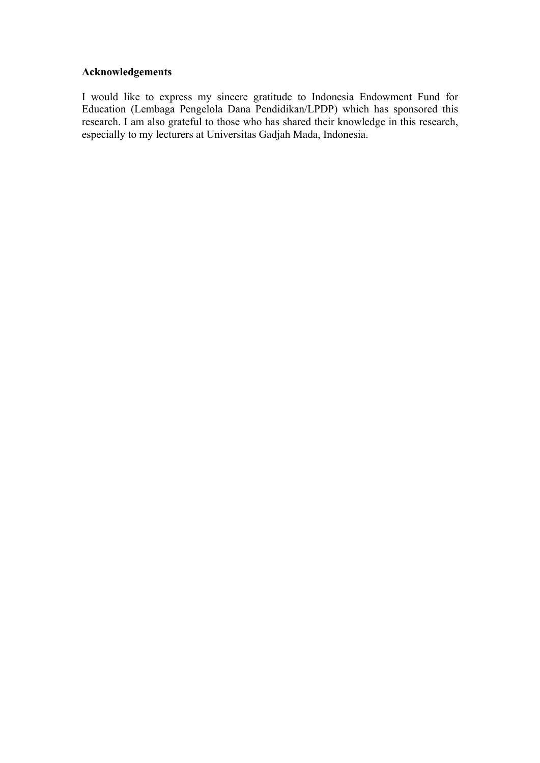**Acknowledgements**

I would like to express my sincere gratitude to Indonesia Endowment Fund for Education (Lembaga Pengelola Dana Pendidikan/LPDP) which has sponsored this research. I am also grateful to those who has shared their knowledge in this research, especially to my lecturers at Universitas Gadjah Mada, Indonesia.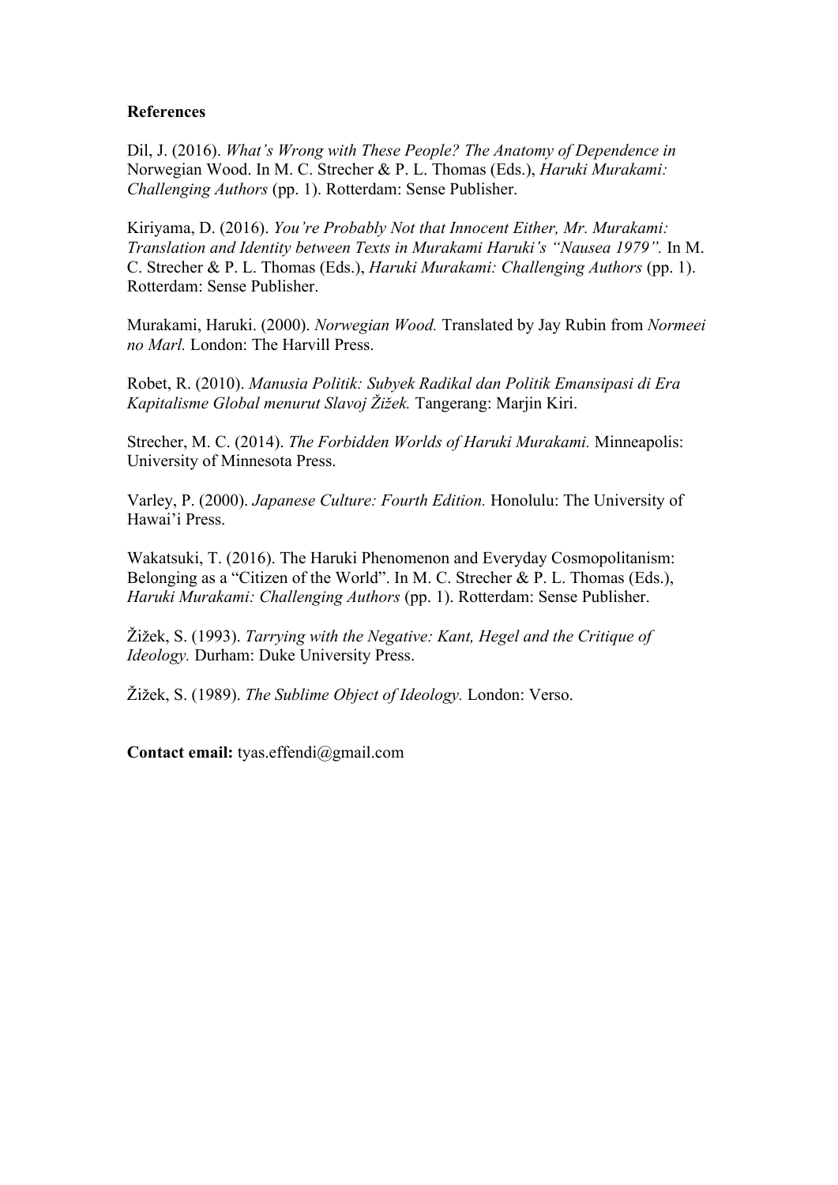**References**

Dil, J. (2016). *What's Wrong with These People? The Anatomy of Dependence in* Norwegian Wood. In M. C. Strecher & P. L. Thomas (Eds.), *Haruki Murakami: Challenging Authors* (pp. 1). Rotterdam: Sense Publisher.

Kiriyama, D. (2016). *You're Probably Not that Innocent Either, Mr. Murakami: Translation and Identity between Texts in Murakami Haruki's "Nausea 1979".* In M. C. Strecher & P. L. Thomas (Eds.), *Haruki Murakami: Challenging Authors* (pp. 1). Rotterdam: Sense Publisher.

Murakami, Haruki. (2000). *Norwegian Wood.* Translated by Jay Rubin from *Normeei no Marl.* London: The Harvill Press.

Robet, R. (2010). *Manusia Politik: Subyek Radikal dan Politik Emansipasi di Era Kapitalisme Global menurut Slavoj Žižek.* Tangerang: Marjin Kiri.

Strecher, M. C. (2014). *The Forbidden Worlds of Haruki Murakami.* Minneapolis: University of Minnesota Press.

Varley, P. (2000). *Japanese Culture: Fourth Edition.* Honolulu: The University of Hawai'i Press.

Wakatsuki, T. (2016). The Haruki Phenomenon and Everyday Cosmopolitanism: Belonging as a "Citizen of the World". In M. C. Strecher & P. L. Thomas (Eds.), *Haruki Murakami: Challenging Authors* (pp. 1). Rotterdam: Sense Publisher.

Žižek, S. (1993). *Tarrying with the Negative: Kant, Hegel and the Critique of Ideology.* Durham: Duke University Press.

Žižek, S. (1989). *The Sublime Object of Ideology.* London: Verso.

**Contact email:** tyas.effendi@gmail.com